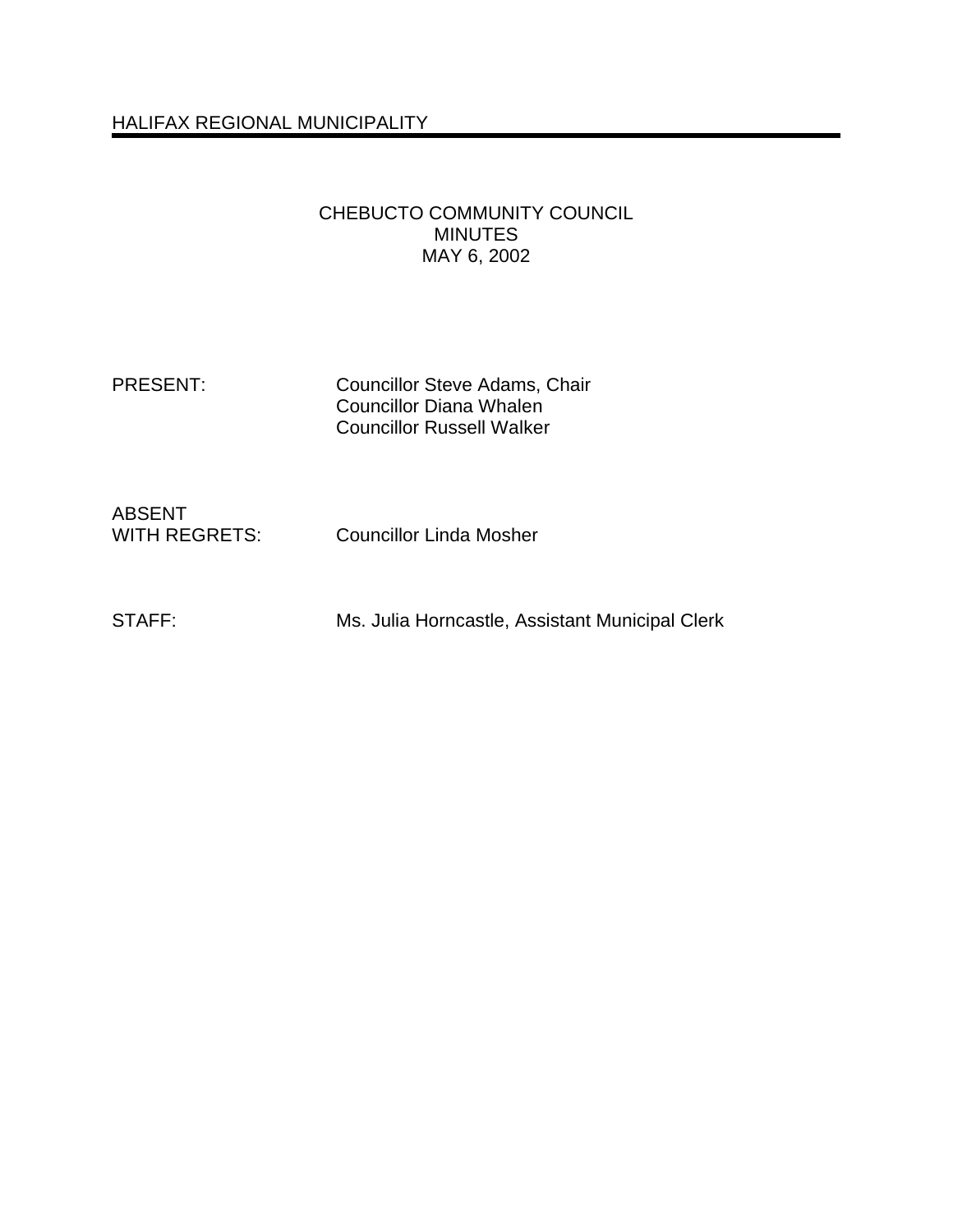HALIFAX REGIONAL MUNICIPALITY

# CHEBUCTO COMMUNITY COUNCIL
# MINUTES
# MAY 6, 2002

| | |
|---|---|
| PRESENT: | Councillor Steve Adams, Chair<br>Councillor Diana Whalen<br>Councillor Russell Walker |
| ABSENT WITH REGRETS: | Councillor Linda Mosher |
| STAFF: | Ms. Julia Horncastle, Assistant Municipal Clerk |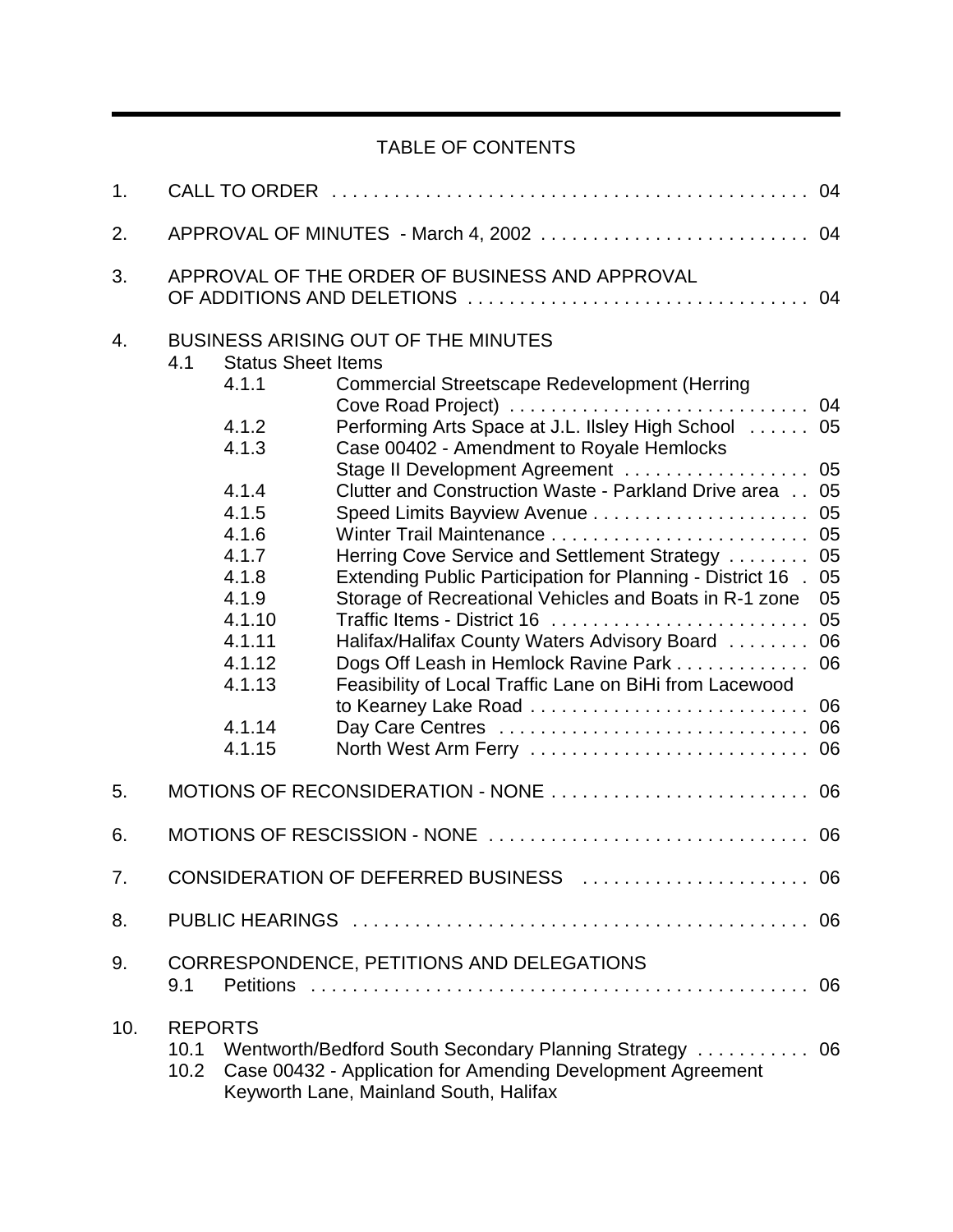TABLE OF CONTENTS

1. CALL TO ORDER . . . . . . . . . . . . . . . . . . . . . . . . . . . . . . . . . . . . . . . . . . . . . . 04

2. APPROVAL OF MINUTES - March 4, 2002 . . . . . . . . . . . . . . . . . . . . . . . . . . 04

3. APPROVAL OF THE ORDER OF BUSINESS AND APPROVAL OF ADDITIONS AND DELETIONS . . . . . . . . . . . . . . . . . . . . . . . . . . . . . . . . . 04

4. BUSINESS ARISING OUT OF THE MINUTES
   - 4.1 Status Sheet Items
     - 4.1.1 Commercial Streetscape Redevelopment (Herring Cove Road Project) . . . . . . . . . . . . . . . . . . . . . . . . . . . . 04
     - 4.1.2 Performing Arts Space at J.L. Ilsley High School . . . . . . 05
     - 4.1.3 Case 00402 - Amendment to Royale Hemlocks Stage II Development Agreement . . . . . . . . . . . . . . . . . . 05
     - 4.1.4 Clutter and Construction Waste - Parkland Drive area . . 05
     - 4.1.5 Speed Limits Bayview Avenue . . . . . . . . . . . . . . . . . . . . . . 05
     - 4.1.6 Winter Trail Maintenance . . . . . . . . . . . . . . . . . . . . . . . . . . 05
     - 4.1.7 Herring Cove Service and Settlement Strategy . . . . . . . . 05
     - 4.1.8 Extending Public Participation for Planning - District 16 . 05
     - 4.1.9 Storage of Recreational Vehicles and Boats in R-1 zone 05
     - 4.1.10 Traffic Items - District 16 . . . . . . . . . . . . . . . . . . . . . . . . . 05
     - 4.1.11 Halifax/Halifax County Waters Advisory Board . . . . . . . . 06
     - 4.1.12 Dogs Off Leash in Hemlock Ravine Park . . . . . . . . . . . . . 06
     - 4.1.13 Feasibility of Local Traffic Lane on BiHi from Lacewood to Kearney Lake Road . . . . . . . . . . . . . . . . . . . . . . . . . . . 06
     - 4.1.14 Day Care Centres . . . . . . . . . . . . . . . . . . . . . . . . . . . . . . 06
     - 4.1.15 North West Arm Ferry . . . . . . . . . . . . . . . . . . . . . . . . . . . 06

5. MOTIONS OF RECONSIDERATION - NONE . . . . . . . . . . . . . . . . . . . . . . . . . 06

6. MOTIONS OF RESCISSION - NONE . . . . . . . . . . . . . . . . . . . . . . . . . . . . . . . 06

7. CONSIDERATION OF DEFERRED BUSINESS . . . . . . . . . . . . . . . . . . . . . . 06

8. PUBLIC HEARINGS . . . . . . . . . . . . . . . . . . . . . . . . . . . . . . . . . . . . . . . . . . . . 06

9. CORRESPONDENCE, PETITIONS AND DELEGATIONS
   - 9.1 Petitions . . . . . . . . . . . . . . . . . . . . . . . . . . . . . . . . . . . . . . . . . . . . . . . . . 06

10. REPORTS
    - 10.1 Wentworth/Bedford South Secondary Planning Strategy . . . . . . . . . . . 06
    - 10.2 Case 00432 - Application for Amending Development Agreement Keyworth Lane, Mainland South, Halifax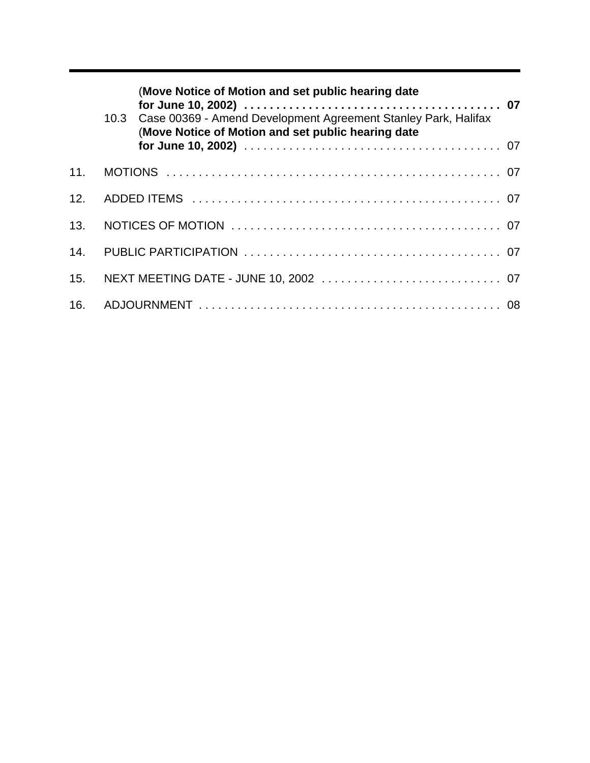(**Move Notice of Motion and set public hearing date for June 10, 2002)** . . . . . . . . . . . . . . . . . . . . . . . . . . . . . . . . . . . . . . . **07**

10.3 Case 00369 - Amend Development Agreement Stanley Park, Halifax (**Move Notice of Motion and set public hearing date for June 10, 2002)** . . . . . . . . . . . . . . . . . . . . . . . . . . . . . . . . . . . . . . . 07

11. MOTIONS . . . . . . . . . . . . . . . . . . . . . . . . . . . . . . . . . . . . . . . . . . . . . . . . . . . . 07

12. ADDED ITEMS . . . . . . . . . . . . . . . . . . . . . . . . . . . . . . . . . . . . . . . . . . . . . . . . 07

13. NOTICES OF MOTION . . . . . . . . . . . . . . . . . . . . . . . . . . . . . . . . . . . . . . . . . . 07

14. PUBLIC PARTICIPATION . . . . . . . . . . . . . . . . . . . . . . . . . . . . . . . . . . . . . . . . 07

15. NEXT MEETING DATE - JUNE 10, 2002 . . . . . . . . . . . . . . . . . . . . . . . . . . . . 07

16. ADJOURNMENT . . . . . . . . . . . . . . . . . . . . . . . . . . . . . . . . . . . . . . . . . . . . . . . . 08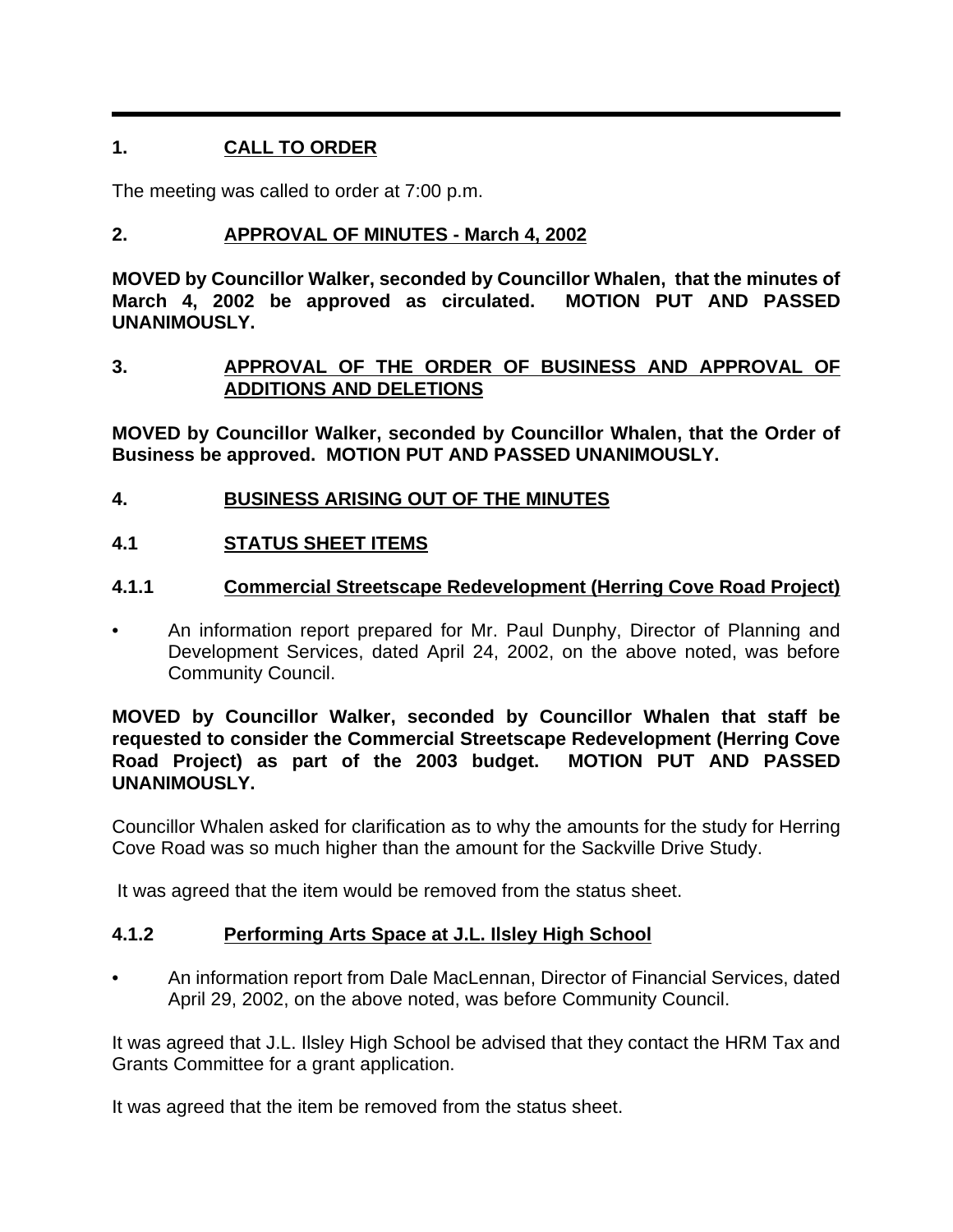## 1. CALL TO ORDER

The meeting was called to order at 7:00 p.m.

## 2. APPROVAL OF MINUTES - March 4, 2002

**MOVED by Councillor Walker, seconded by Councillor Whalen, that the minutes of March 4, 2002 be approved as circulated. MOTION PUT AND PASSED UNANIMOUSLY.**

## 3. APPROVAL OF THE ORDER OF BUSINESS AND APPROVAL OF ADDITIONS AND DELETIONS

**MOVED by Councillor Walker, seconded by Councillor Whalen, that the Order of Business be approved. MOTION PUT AND PASSED UNANIMOUSLY.**

## 4. BUSINESS ARISING OUT OF THE MINUTES

### 4.1 STATUS SHEET ITEMS

#### 4.1.1 Commercial Streetscape Redevelopment (Herring Cove Road Project)

- An information report prepared for Mr. Paul Dunphy, Director of Planning and Development Services, dated April 24, 2002, on the above noted, was before Community Council.

**MOVED by Councillor Walker, seconded by Councillor Whalen that staff be requested to consider the Commercial Streetscape Redevelopment (Herring Cove Road Project) as part of the 2003 budget. MOTION PUT AND PASSED UNANIMOUSLY.**

Councillor Whalen asked for clarification as to why the amounts for the study for Herring Cove Road was so much higher than the amount for the Sackville Drive Study.

It was agreed that the item would be removed from the status sheet.

#### 4.1.2 Performing Arts Space at J.L. Ilsley High School

- An information report from Dale MacLennan, Director of Financial Services, dated April 29, 2002, on the above noted, was before Community Council.

It was agreed that J.L. Ilsley High School be advised that they contact the HRM Tax and Grants Committee for a grant application.

It was agreed that the item be removed from the status sheet.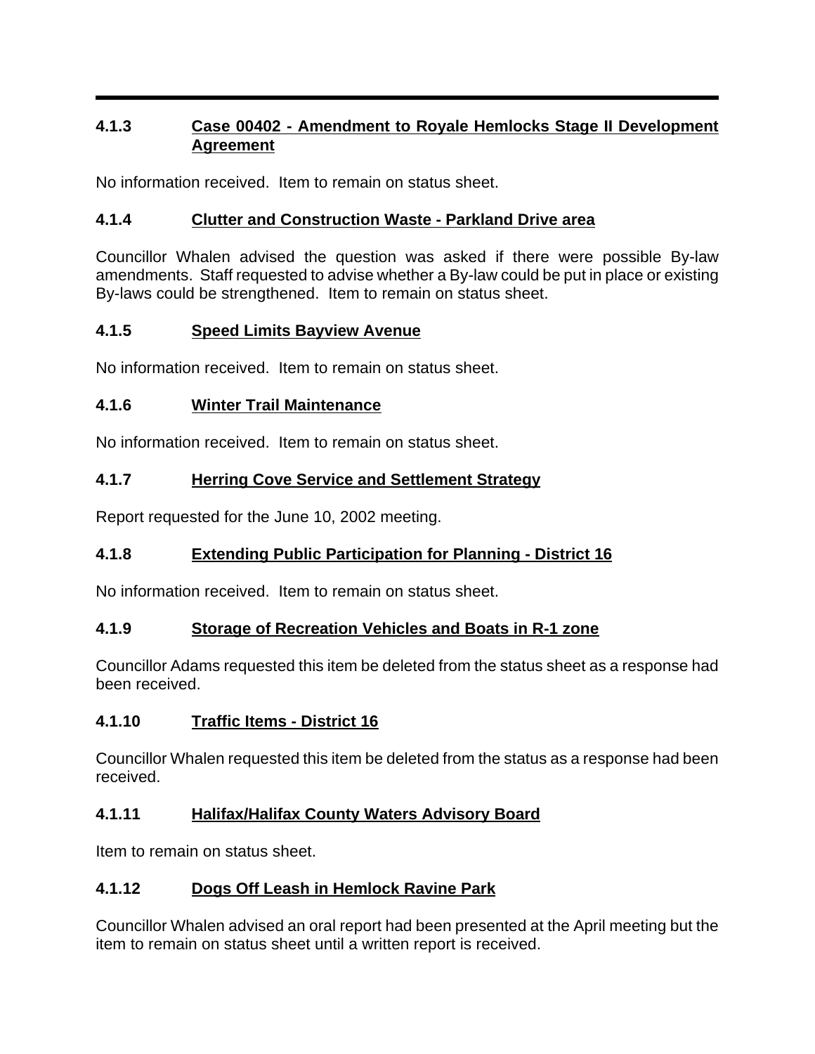### 4.1.3 Case 00402 - Amendment to Royale Hemlocks Stage II Development Agreement

No information received. Item to remain on status sheet.

### 4.1.4 Clutter and Construction Waste - Parkland Drive area

Councillor Whalen advised the question was asked if there were possible By-law amendments. Staff requested to advise whether a By-law could be put in place or existing By-laws could be strengthened. Item to remain on status sheet.

### 4.1.5 Speed Limits Bayview Avenue

No information received. Item to remain on status sheet.

### 4.1.6 Winter Trail Maintenance

No information received. Item to remain on status sheet.

### 4.1.7 Herring Cove Service and Settlement Strategy

Report requested for the June 10, 2002 meeting.

### 4.1.8 Extending Public Participation for Planning - District 16

No information received. Item to remain on status sheet.

### 4.1.9 Storage of Recreation Vehicles and Boats in R-1 zone

Councillor Adams requested this item be deleted from the status sheet as a response had been received.

### 4.1.10 Traffic Items - District 16

Councillor Whalen requested this item be deleted from the status as a response had been received.

### 4.1.11 Halifax/Halifax County Waters Advisory Board

Item to remain on status sheet.

### 4.1.12 Dogs Off Leash in Hemlock Ravine Park

Councillor Whalen advised an oral report had been presented at the April meeting but the item to remain on status sheet until a written report is received.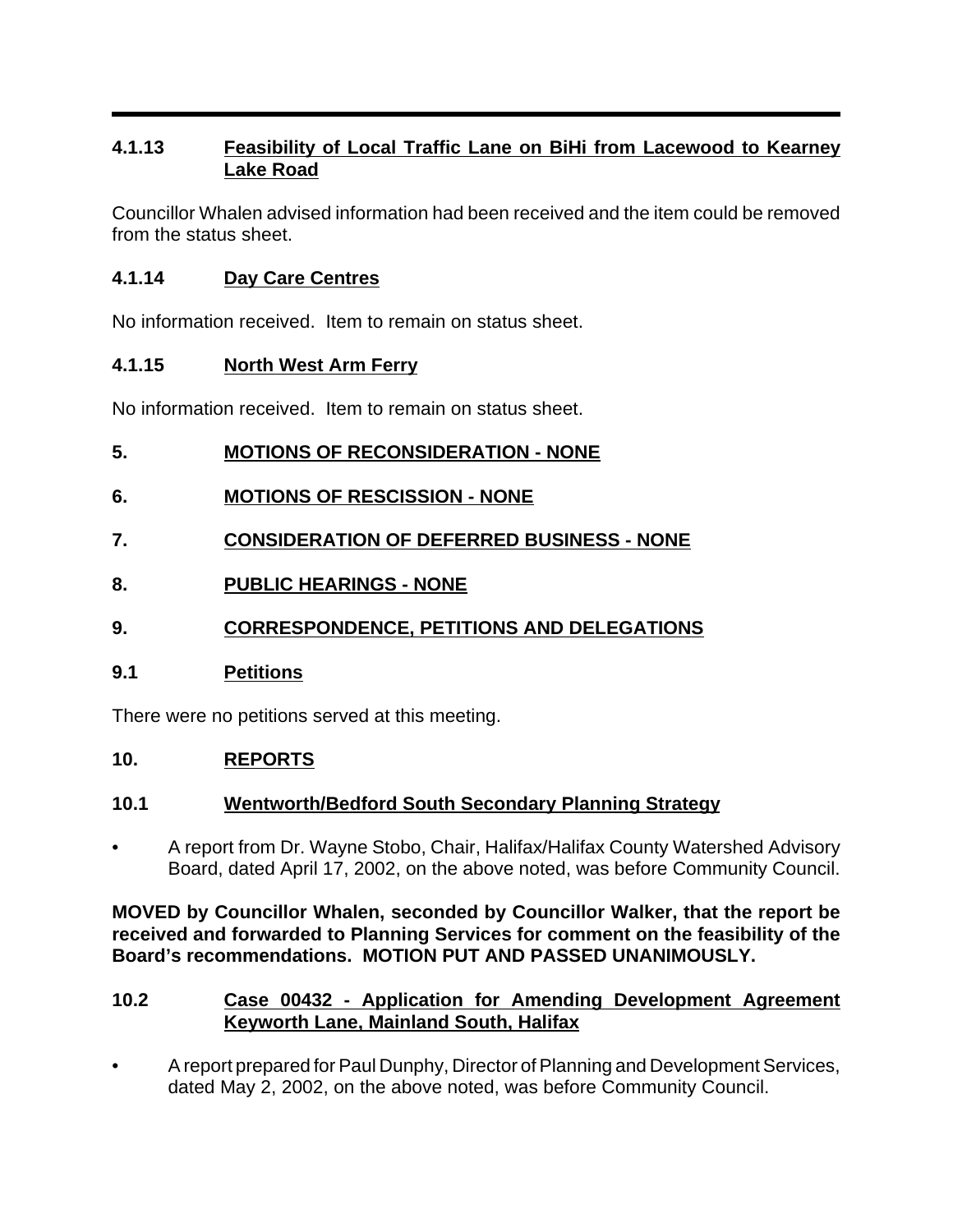### 4.1.13 Feasibility of Local Traffic Lane on BiHi from Lacewood to Kearney Lake Road

Councillor Whalen advised information had been received and the item could be removed from the status sheet.

### 4.1.14 Day Care Centres

No information received. Item to remain on status sheet.

### 4.1.15 North West Arm Ferry

No information received. Item to remain on status sheet.

## 5. MOTIONS OF RECONSIDERATION - NONE

## 6. MOTIONS OF RESCISSION - NONE

## 7. CONSIDERATION OF DEFERRED BUSINESS - NONE

## 8. PUBLIC HEARINGS - NONE

## 9. CORRESPONDENCE, PETITIONS AND DELEGATIONS

### 9.1 Petitions

There were no petitions served at this meeting.

## 10. REPORTS

### 10.1 Wentworth/Bedford South Secondary Planning Strategy

- A report from Dr. Wayne Stobo, Chair, Halifax/Halifax County Watershed Advisory Board, dated April 17, 2002, on the above noted, was before Community Council.

**MOVED by Councillor Whalen, seconded by Councillor Walker, that the report be received and forwarded to Planning Services for comment on the feasibility of the Board's recommendations. MOTION PUT AND PASSED UNANIMOUSLY.**

### 10.2 Case 00432 - Application for Amending Development Agreement Keyworth Lane, Mainland South, Halifax

- A report prepared for Paul Dunphy, Director of Planning and Development Services, dated May 2, 2002, on the above noted, was before Community Council.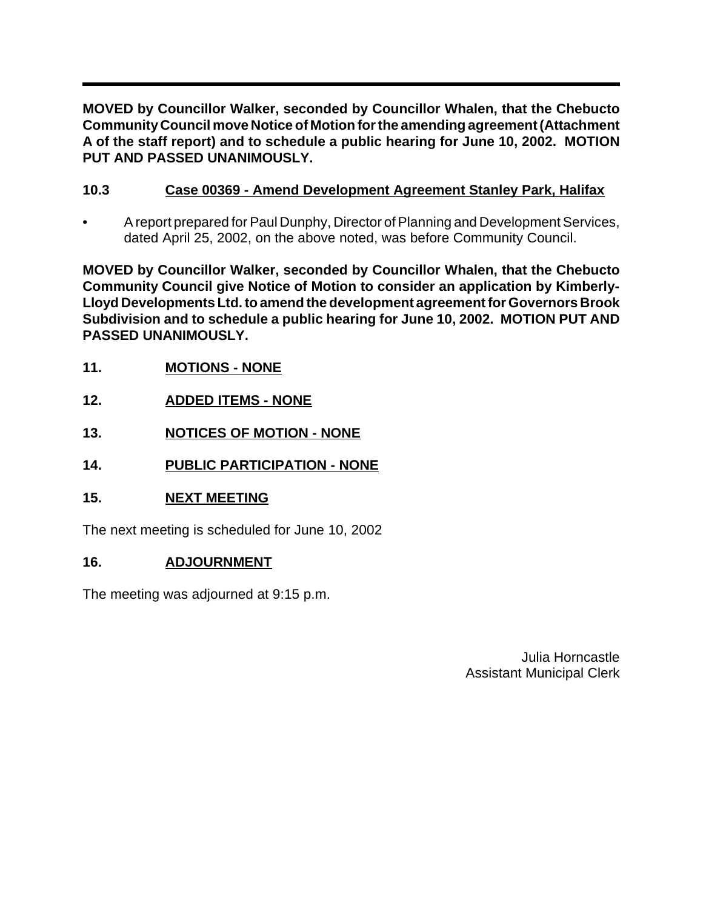**MOVED by Councillor Walker, seconded by Councillor Whalen, that the Chebucto Community Council move Notice of Motion for the amending agreement (Attachment A of the staff report) and to schedule a public hearing for June 10, 2002. MOTION PUT AND PASSED UNANIMOUSLY.**

## 10.3 Case 00369 - Amend Development Agreement Stanley Park, Halifax

- A report prepared for Paul Dunphy, Director of Planning and Development Services, dated April 25, 2002, on the above noted, was before Community Council.

**MOVED by Councillor Walker, seconded by Councillor Whalen, that the Chebucto Community Council give Notice of Motion to consider an application by Kimberly-Lloyd Developments Ltd. to amend the development agreement for Governors Brook Subdivision and to schedule a public hearing for June 10, 2002. MOTION PUT AND PASSED UNANIMOUSLY.**

## 11. MOTIONS - NONE

## 12. ADDED ITEMS - NONE

## 13. NOTICES OF MOTION - NONE

## 14. PUBLIC PARTICIPATION - NONE

## 15. NEXT MEETING

The next meeting is scheduled for June 10, 2002

## 16. ADJOURNMENT

The meeting was adjourned at 9:15 p.m.

Julia Horncastle
Assistant Municipal Clerk